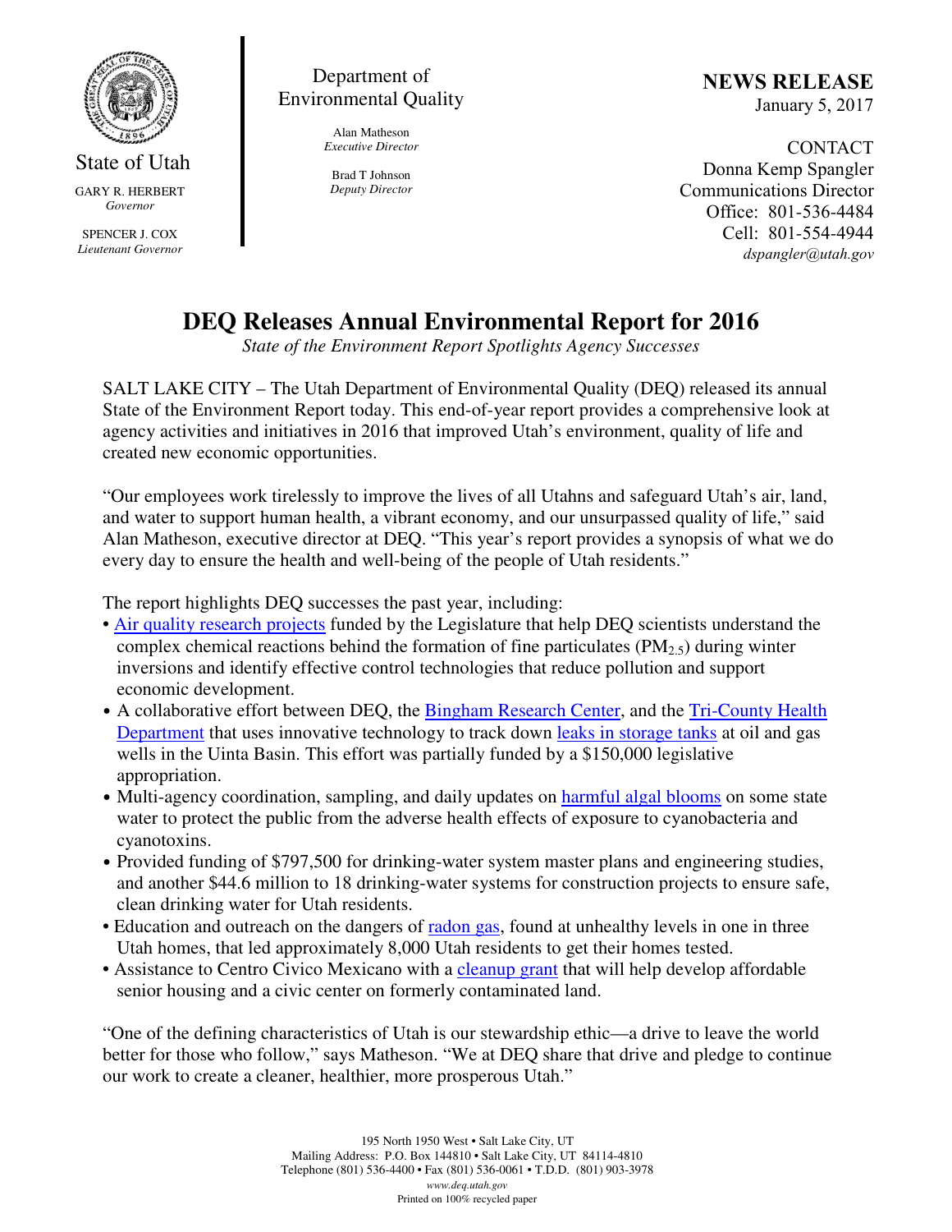State of Utah

GARY R. HERBERT
*Governor*

SPENCER J. COX
*Lieutenant Governor*

Department of Environmental Quality

Alan Matheson
*Executive Director*

Brad T Johnson
*Deputy Director*

**NEWS RELEASE**
January 5, 2017

CONTACT
Donna Kemp Spangler
Communications Director
Office: 801-536-4484
Cell: 801-554-4944
*dspangler@utah.gov*

# DEQ Releases Annual Environmental Report for 2016

*State of the Environment Report Spotlights Agency Successes*

SALT LAKE CITY – The Utah Department of Environmental Quality (DEQ) released its annual State of the Environment Report today. This end-of-year report provides a comprehensive look at agency activities and initiatives in 2016 that improved Utah's environment, quality of life and created new economic opportunities.

"Our employees work tirelessly to improve the lives of all Utahns and safeguard Utah's air, land, and water to support human health, a vibrant economy, and our unsurpassed quality of life," said Alan Matheson, executive director at DEQ. "This year's report provides a synopsis of what we do every day to ensure the health and well-being of the people of Utah residents."

The report highlights DEQ successes the past year, including:

- Air quality research projects funded by the Legislature that help DEQ scientists understand the complex chemical reactions behind the formation of fine particulates ($PM_{2.5}$) during winter inversions and identify effective control technologies that reduce pollution and support economic development.
- A collaborative effort between DEQ, the Bingham Research Center, and the Tri-County Health Department that uses innovative technology to track down leaks in storage tanks at oil and gas wells in the Uinta Basin. This effort was partially funded by a $150,000 legislative appropriation.
- Multi-agency coordination, sampling, and daily updates on harmful algal blooms on some state water to protect the public from the adverse health effects of exposure to cyanobacteria and cyanotoxins.
- Provided funding of $797,500 for drinking-water system master plans and engineering studies, and another $44.6 million to 18 drinking-water systems for construction projects to ensure safe, clean drinking water for Utah residents.
- Education and outreach on the dangers of radon gas, found at unhealthy levels in one in three Utah homes, that led approximately 8,000 Utah residents to get their homes tested.
- Assistance to Centro Civico Mexicano with a cleanup grant that will help develop affordable senior housing and a civic center on formerly contaminated land.

"One of the defining characteristics of Utah is our stewardship ethic—a drive to leave the world better for those who follow," says Matheson. "We at DEQ share that drive and pledge to continue our work to create a cleaner, healthier, more prosperous Utah."

195 North 1950 West • Salt Lake City, UT
Mailing Address: P.O. Box 144810 • Salt Lake City, UT 84114-4810
Telephone (801) 536-4400 • Fax (801) 536-0061 • T.D.D. (801) 903-3978
*www.deq.utah.gov*
Printed on 100% recycled paper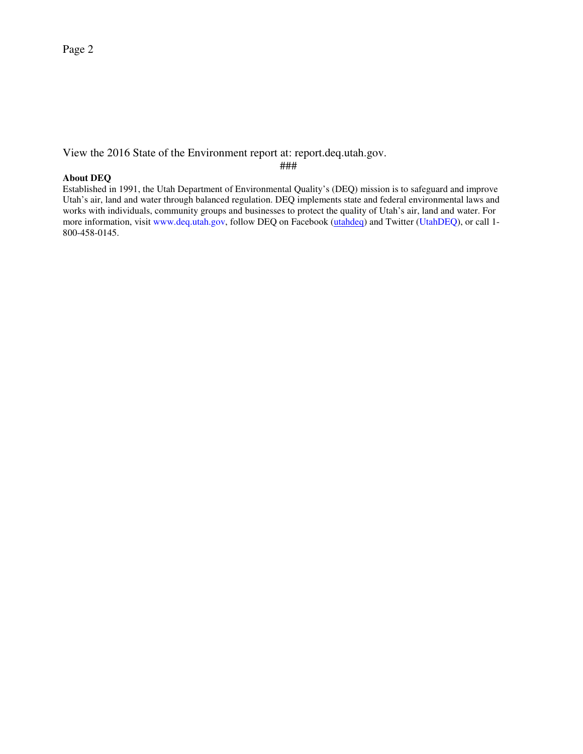View the 2016 State of the Environment report at: report.deq.utah.gov.

###

**About DEQ**

Established in 1991, the Utah Department of Environmental Quality's (DEQ) mission is to safeguard and improve Utah's air, land and water through balanced regulation. DEQ implements state and federal environmental laws and works with individuals, community groups and businesses to protect the quality of Utah's air, land and water. For more information, visit www.deq.utah.gov, follow DEQ on Facebook (utahdeq) and Twitter (UtahDEQ), or call 1-800-458-0145.